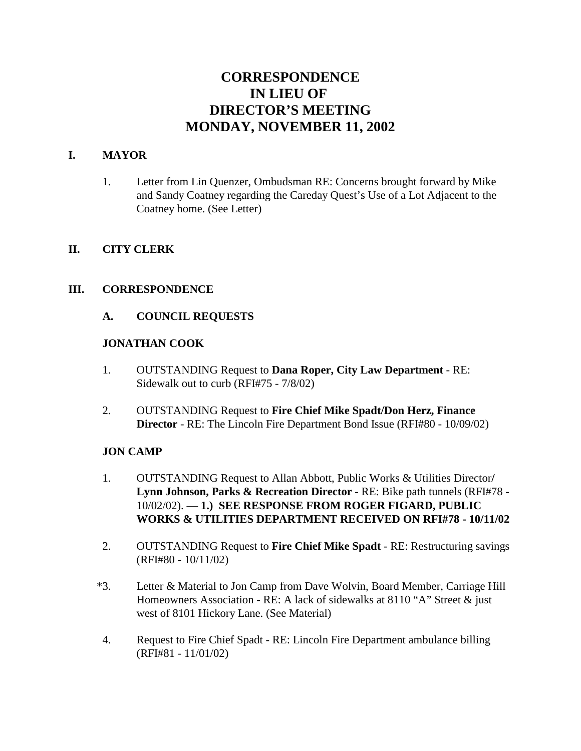# CORRESPONDENCE
# IN LIEU OF
# DIRECTOR'S MEETING
# MONDAY, NOVEMBER 11, 2002

## I. MAYOR

1. Letter from Lin Quenzer, Ombudsman RE: Concerns brought forward by Mike and Sandy Coatney regarding the Careday Quest's Use of a Lot Adjacent to the Coatney home. (See Letter)

## II. CITY CLERK

## III. CORRESPONDENCE

### A. COUNCIL REQUESTS

**JONATHAN COOK**

1. OUTSTANDING Request to **Dana Roper, City Law Department** - RE: Sidewalk out to curb (RFI#75 - 7/8/02)

2. OUTSTANDING Request to **Fire Chief Mike Spadt/Don Herz, Finance Director** - RE: The Lincoln Fire Department Bond Issue (RFI#80 - 10/09/02)

**JON CAMP**

1. OUTSTANDING Request to Allan Abbott, Public Works & Utilities Director**/ Lynn Johnson, Parks & Recreation Director** - RE: Bike path tunnels (RFI#78 - 10/02/02). — **1.) SEE RESPONSE FROM ROGER FIGARD, PUBLIC WORKS & UTILITIES DEPARTMENT RECEIVED ON RFI#78 - 10/11/02**

2. OUTSTANDING Request to **Fire Chief Mike Spadt** - RE: Restructuring savings (RFI#80 - 10/11/02)

*3. Letter & Material to Jon Camp from Dave Wolvin, Board Member, Carriage Hill Homeowners Association - RE: A lack of sidewalks at 8110 "A" Street & just west of 8101 Hickory Lane. (See Material)

4. Request to Fire Chief Spadt - RE: Lincoln Fire Department ambulance billing (RFI#81 - 11/01/02)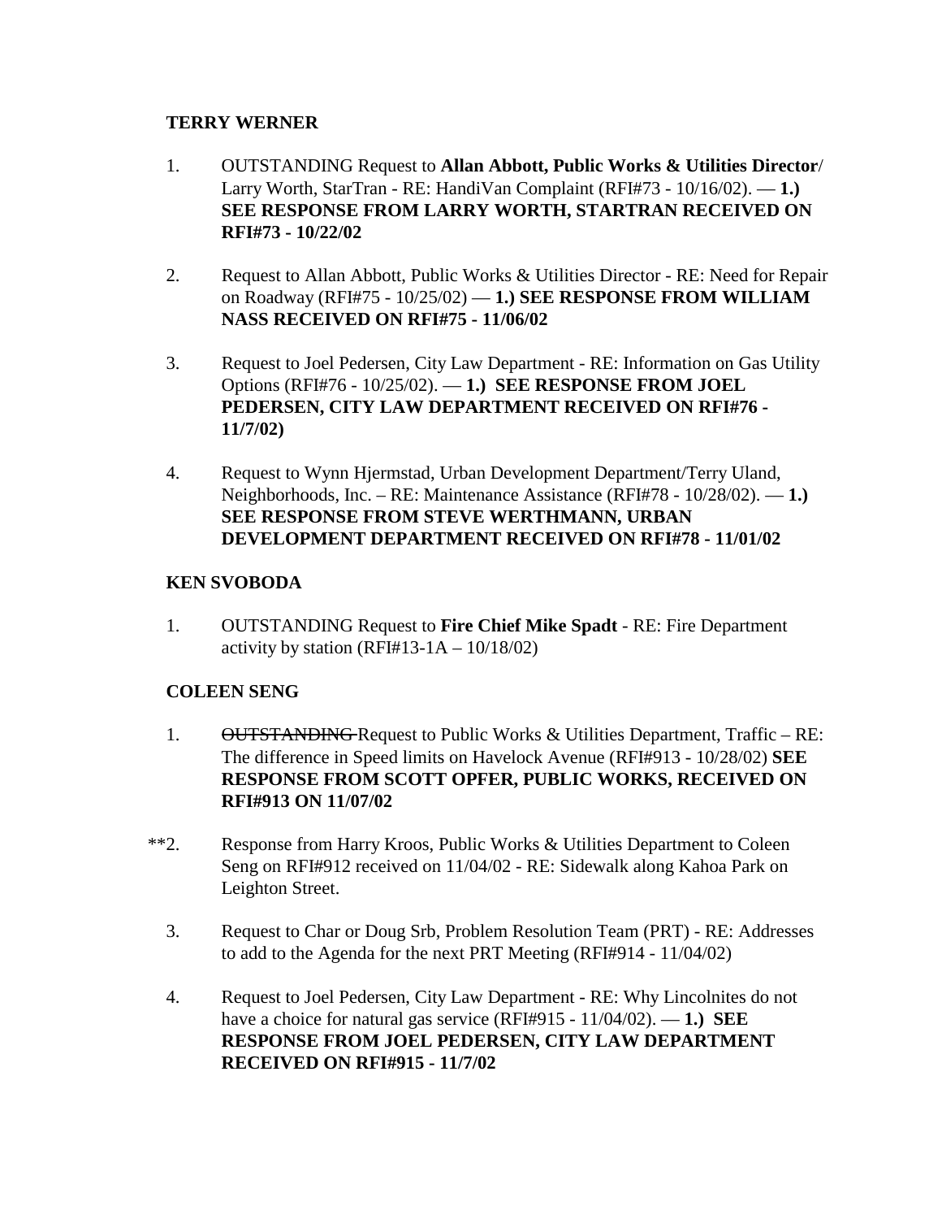**TERRY WERNER**

1. OUTSTANDING Request to **Allan Abbott, Public Works & Utilities Director**/ Larry Worth, StarTran - RE: HandiVan Complaint (RFI#73 - 10/16/02). — **1.) SEE RESPONSE FROM LARRY WORTH, STARTRAN RECEIVED ON RFI#73 - 10/22/02**

2. Request to Allan Abbott, Public Works & Utilities Director - RE: Need for Repair on Roadway (RFI#75 - 10/25/02) — **1.) SEE RESPONSE FROM WILLIAM NASS RECEIVED ON RFI#75 - 11/06/02**

3. Request to Joel Pedersen, City Law Department - RE: Information on Gas Utility Options (RFI#76 - 10/25/02). — **1.) SEE RESPONSE FROM JOEL PEDERSEN, CITY LAW DEPARTMENT RECEIVED ON RFI#76 - 11/7/02)**

4. Request to Wynn Hjermstad, Urban Development Department/Terry Uland, Neighborhoods, Inc. – RE: Maintenance Assistance (RFI#78 - 10/28/02). — **1.) SEE RESPONSE FROM STEVE WERTHMANN, URBAN DEVELOPMENT DEPARTMENT RECEIVED ON RFI#78 - 11/01/02**

**KEN SVOBODA**

1. OUTSTANDING Request to **Fire Chief Mike Spadt** - RE: Fire Department activity by station (RFI#13-1A – 10/18/02)

**COLEEN SENG**

1. ~~OUTSTANDING~~ Request to Public Works & Utilities Department, Traffic – RE: The difference in Speed limits on Havelock Avenue (RFI#913 - 10/28/02) **SEE RESPONSE FROM SCOTT OPFER, PUBLIC WORKS, RECEIVED ON RFI#913 ON 11/07/02**

**2. Response from Harry Kroos, Public Works & Utilities Department to Coleen Seng on RFI#912 received on 11/04/02 - RE: Sidewalk along Kahoa Park on Leighton Street.

3. Request to Char or Doug Srb, Problem Resolution Team (PRT) - RE: Addresses to add to the Agenda for the next PRT Meeting (RFI#914 - 11/04/02)

4. Request to Joel Pedersen, City Law Department - RE: Why Lincolnites do not have a choice for natural gas service (RFI#915 - 11/04/02). — **1.) SEE RESPONSE FROM JOEL PEDERSEN, CITY LAW DEPARTMENT RECEIVED ON RFI#915 - 11/7/02**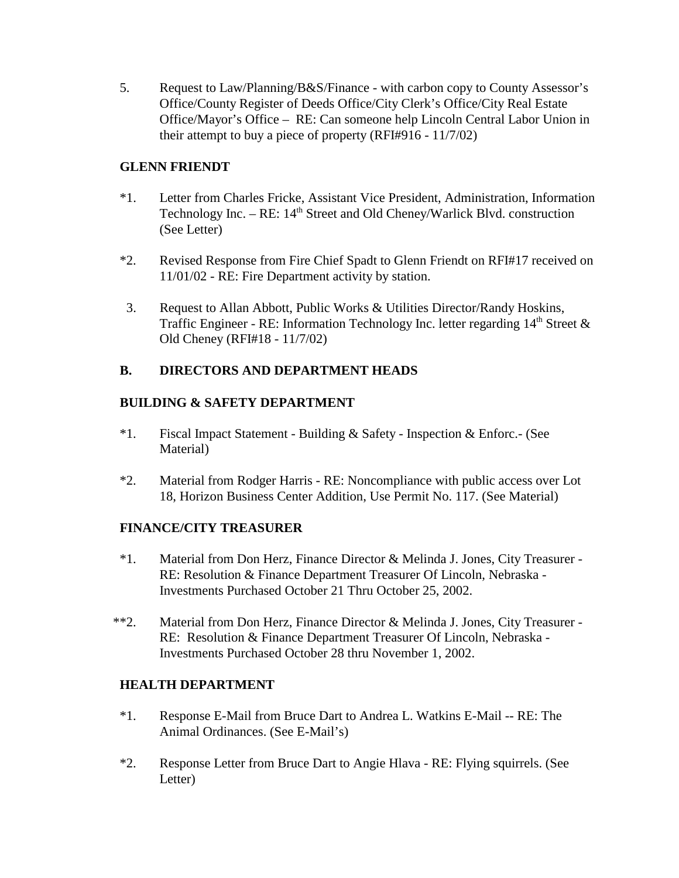5. Request to Law/Planning/B&S/Finance - with carbon copy to County Assessor's Office/County Register of Deeds Office/City Clerk's Office/City Real Estate Office/Mayor's Office – RE: Can someone help Lincoln Central Labor Union in their attempt to buy a piece of property (RFI#916 - 11/7/02)

**GLENN FRIENDT**

*1. Letter from Charles Fricke, Assistant Vice President, Administration, Information Technology Inc. – RE: 14th Street and Old Cheney/Warlick Blvd. construction (See Letter)

*2. Revised Response from Fire Chief Spadt to Glenn Friendt on RFI#17 received on 11/01/02 - RE: Fire Department activity by station.

3. Request to Allan Abbott, Public Works & Utilities Director/Randy Hoskins, Traffic Engineer - RE: Information Technology Inc. letter regarding 14th Street & Old Cheney (RFI#18 - 11/7/02)

**B. DIRECTORS AND DEPARTMENT HEADS**

**BUILDING & SAFETY DEPARTMENT**

*1. Fiscal Impact Statement - Building & Safety - Inspection & Enforc.- (See Material)

*2. Material from Rodger Harris - RE: Noncompliance with public access over Lot 18, Horizon Business Center Addition, Use Permit No. 117. (See Material)

**FINANCE/CITY TREASURER**

*1. Material from Don Herz, Finance Director & Melinda J. Jones, City Treasurer - RE: Resolution & Finance Department Treasurer Of Lincoln, Nebraska - Investments Purchased October 21 Thru October 25, 2002.

**2. Material from Don Herz, Finance Director & Melinda J. Jones, City Treasurer - RE: Resolution & Finance Department Treasurer Of Lincoln, Nebraska - Investments Purchased October 28 thru November 1, 2002.

**HEALTH DEPARTMENT**

*1. Response E-Mail from Bruce Dart to Andrea L. Watkins E-Mail -- RE: The Animal Ordinances. (See E-Mail's)

*2. Response Letter from Bruce Dart to Angie Hlava - RE: Flying squirrels. (See Letter)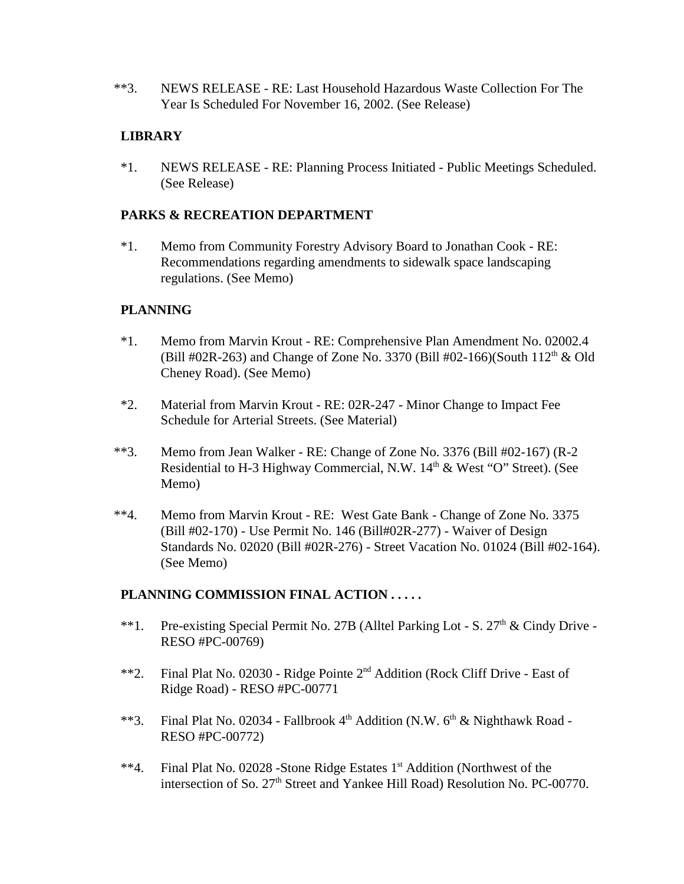**3. NEWS RELEASE - RE: Last Household Hazardous Waste Collection For The Year Is Scheduled For November 16, 2002. (See Release)

**LIBRARY**

*1. NEWS RELEASE - RE: Planning Process Initiated - Public Meetings Scheduled. (See Release)

**PARKS & RECREATION DEPARTMENT**

*1. Memo from Community Forestry Advisory Board to Jonathan Cook - RE: Recommendations regarding amendments to sidewalk space landscaping regulations. (See Memo)

**PLANNING**

*1. Memo from Marvin Krout - RE: Comprehensive Plan Amendment No. 02002.4 (Bill #02R-263) and Change of Zone No. 3370 (Bill #02-166)(South 112th & Old Cheney Road). (See Memo)

*2. Material from Marvin Krout - RE: 02R-247 - Minor Change to Impact Fee Schedule for Arterial Streets. (See Material)

**3. Memo from Jean Walker - RE: Change of Zone No. 3376 (Bill #02-167) (R-2 Residential to H-3 Highway Commercial, N.W. 14th & West "O" Street). (See Memo)

**4. Memo from Marvin Krout - RE: West Gate Bank - Change of Zone No. 3375 (Bill #02-170) - Use Permit No. 146 (Bill#02R-277) - Waiver of Design Standards No. 02020 (Bill #02R-276) - Street Vacation No. 01024 (Bill #02-164). (See Memo)

**PLANNING COMMISSION FINAL ACTION . . . . .**

**1. Pre-existing Special Permit No. 27B (Alltel Parking Lot - S. 27th & Cindy Drive - RESO #PC-00769)

**2. Final Plat No. 02030 - Ridge Pointe 2nd Addition (Rock Cliff Drive - East of Ridge Road) - RESO #PC-00771

**3. Final Plat No. 02034 - Fallbrook 4th Addition (N.W. 6th & Nighthawk Road - RESO #PC-00772)

**4. Final Plat No. 02028 -Stone Ridge Estates 1st Addition (Northwest of the intersection of So. 27th Street and Yankee Hill Road) Resolution No. PC-00770.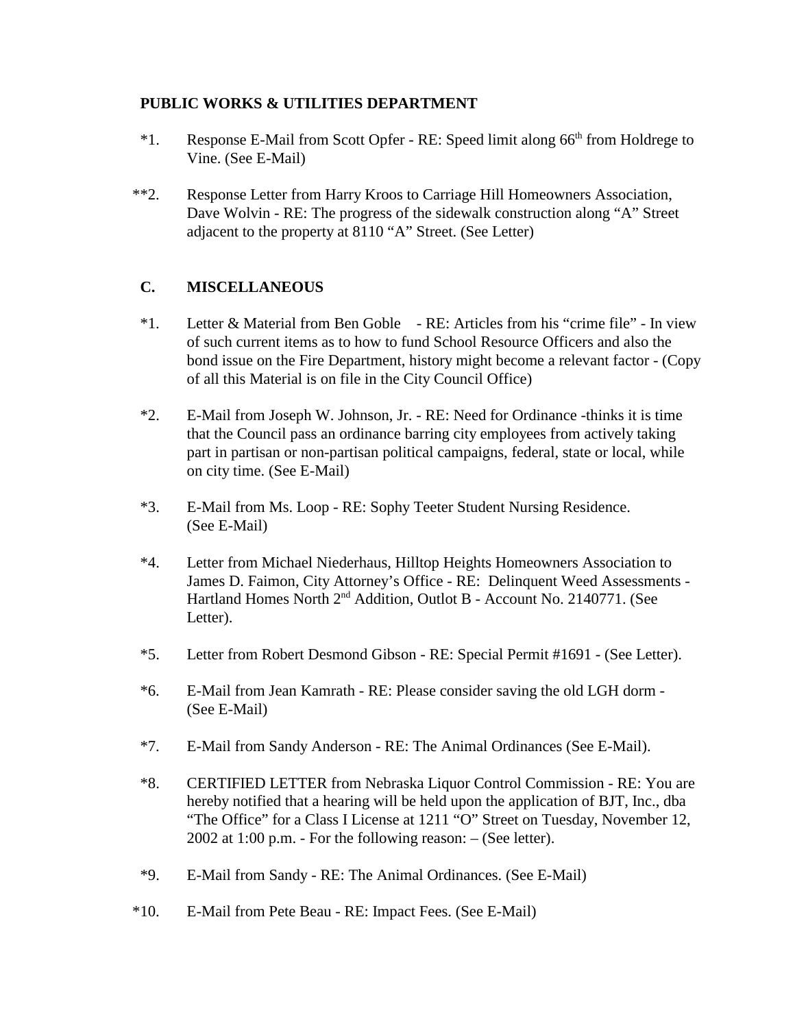**PUBLIC WORKS & UTILITIES DEPARTMENT**

*1. Response E-Mail from Scott Opfer - RE: Speed limit along 66th from Holdrege to Vine. (See E-Mail)

**2. Response Letter from Harry Kroos to Carriage Hill Homeowners Association, Dave Wolvin - RE: The progress of the sidewalk construction along "A" Street adjacent to the property at 8110 "A" Street. (See Letter)

**C. MISCELLANEOUS**

*1. Letter & Material from Ben Goble - RE: Articles from his "crime file" - In view of such current items as to how to fund School Resource Officers and also the bond issue on the Fire Department, history might become a relevant factor - (Copy of all this Material is on file in the City Council Office)

*2. E-Mail from Joseph W. Johnson, Jr. - RE: Need for Ordinance -thinks it is time that the Council pass an ordinance barring city employees from actively taking part in partisan or non-partisan political campaigns, federal, state or local, while on city time. (See E-Mail)

*3. E-Mail from Ms. Loop - RE: Sophy Teeter Student Nursing Residence. (See E-Mail)

*4. Letter from Michael Niederhaus, Hilltop Heights Homeowners Association to James D. Faimon, City Attorney's Office - RE: Delinquent Weed Assessments - Hartland Homes North 2nd Addition, Outlot B - Account No. 2140771. (See Letter).

*5. Letter from Robert Desmond Gibson - RE: Special Permit #1691 - (See Letter).

*6. E-Mail from Jean Kamrath - RE: Please consider saving the old LGH dorm - (See E-Mail)

*7. E-Mail from Sandy Anderson - RE: The Animal Ordinances (See E-Mail).

*8. CERTIFIED LETTER from Nebraska Liquor Control Commission - RE: You are hereby notified that a hearing will be held upon the application of BJT, Inc., dba "The Office" for a Class I License at 1211 "O" Street on Tuesday, November 12, 2002 at 1:00 p.m. - For the following reason: – (See letter).

*9. E-Mail from Sandy - RE: The Animal Ordinances. (See E-Mail)

*10. E-Mail from Pete Beau - RE: Impact Fees. (See E-Mail)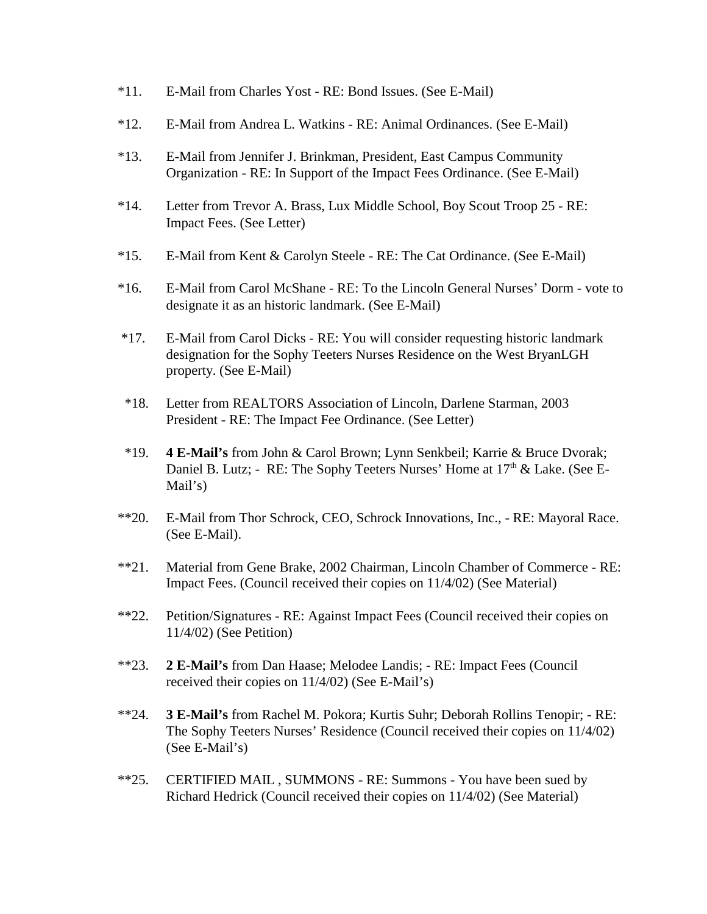*11. E-Mail from Charles Yost - RE: Bond Issues. (See E-Mail)

*12. E-Mail from Andrea L. Watkins - RE: Animal Ordinances. (See E-Mail)

*13. E-Mail from Jennifer J. Brinkman, President, East Campus Community Organization - RE: In Support of the Impact Fees Ordinance. (See E-Mail)

*14. Letter from Trevor A. Brass, Lux Middle School, Boy Scout Troop 25 - RE: Impact Fees. (See Letter)

*15. E-Mail from Kent & Carolyn Steele - RE: The Cat Ordinance. (See E-Mail)

*16. E-Mail from Carol McShane - RE: To the Lincoln General Nurses' Dorm - vote to designate it as an historic landmark. (See E-Mail)

*17. E-Mail from Carol Dicks - RE: You will consider requesting historic landmark designation for the Sophy Teeters Nurses Residence on the West BryanLGH property. (See E-Mail)

*18. Letter from REALTORS Association of Lincoln, Darlene Starman, 2003 President - RE: The Impact Fee Ordinance. (See Letter)

*19. **4 E-Mail's** from John & Carol Brown; Lynn Senkbeil; Karrie & Bruce Dvorak; Daniel B. Lutz; - RE: The Sophy Teeters Nurses' Home at 17th & Lake. (See E-Mail's)

**20. E-Mail from Thor Schrock, CEO, Schrock Innovations, Inc., - RE: Mayoral Race. (See E-Mail).

**21. Material from Gene Brake, 2002 Chairman, Lincoln Chamber of Commerce - RE: Impact Fees. (Council received their copies on 11/4/02) (See Material)

**22. Petition/Signatures - RE: Against Impact Fees (Council received their copies on 11/4/02) (See Petition)

**23. **2 E-Mail's** from Dan Haase; Melodee Landis; - RE: Impact Fees (Council received their copies on 11/4/02) (See E-Mail's)

**24. **3 E-Mail's** from Rachel M. Pokora; Kurtis Suhr; Deborah Rollins Tenopir; - RE: The Sophy Teeters Nurses' Residence (Council received their copies on 11/4/02) (See E-Mail's)

**25. CERTIFIED MAIL , SUMMONS - RE: Summons - You have been sued by Richard Hedrick (Council received their copies on 11/4/02) (See Material)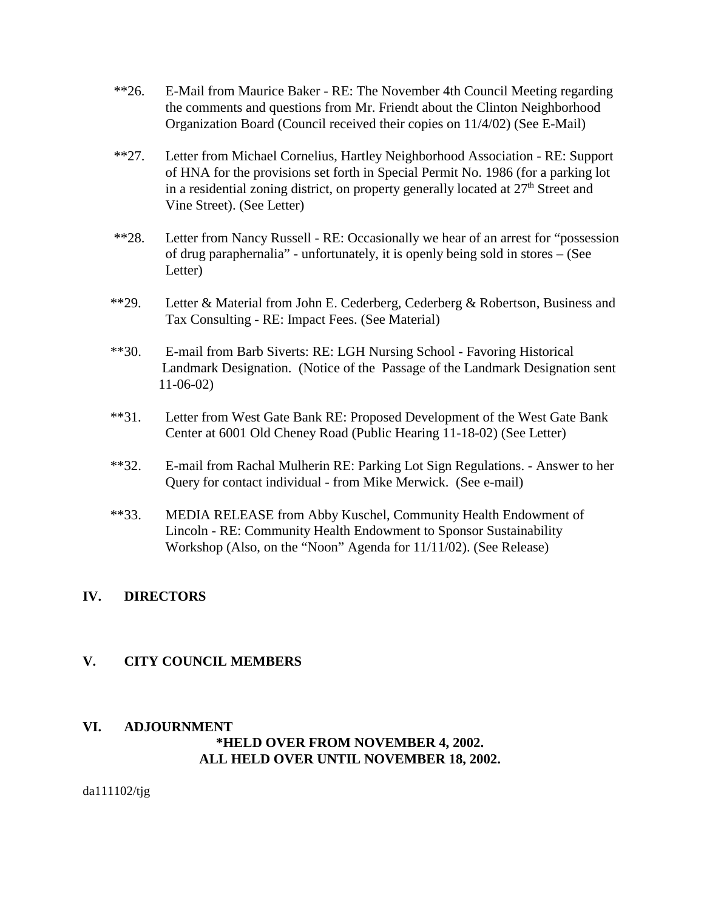**26. E-Mail from Maurice Baker - RE: The November 4th Council Meeting regarding the comments and questions from Mr. Friendt about the Clinton Neighborhood Organization Board (Council received their copies on 11/4/02) (See E-Mail)

**27. Letter from Michael Cornelius, Hartley Neighborhood Association - RE: Support of HNA for the provisions set forth in Special Permit No. 1986 (for a parking lot in a residential zoning district, on property generally located at 27th Street and Vine Street). (See Letter)

**28. Letter from Nancy Russell - RE: Occasionally we hear of an arrest for "possession of drug paraphernalia" - unfortunately, it is openly being sold in stores – (See Letter)

**29. Letter & Material from John E. Cederberg, Cederberg & Robertson, Business and Tax Consulting - RE: Impact Fees. (See Material)

**30. E-mail from Barb Siverts: RE: LGH Nursing School - Favoring Historical Landmark Designation. (Notice of the Passage of the Landmark Designation sent 11-06-02)

**31. Letter from West Gate Bank RE: Proposed Development of the West Gate Bank Center at 6001 Old Cheney Road (Public Hearing 11-18-02) (See Letter)

**32. E-mail from Rachal Mulherin RE: Parking Lot Sign Regulations. - Answer to her Query for contact individual - from Mike Merwick. (See e-mail)

**33. MEDIA RELEASE from Abby Kuschel, Community Health Endowment of Lincoln - RE: Community Health Endowment to Sponsor Sustainability Workshop (Also, on the "Noon" Agenda for 11/11/02). (See Release)

## IV. DIRECTORS

## V. CITY COUNCIL MEMBERS

## VI. ADJOURNMENT

**\*HELD OVER FROM NOVEMBER 4, 2002.**
**ALL HELD OVER UNTIL NOVEMBER 18, 2002.**

da111102/tjg